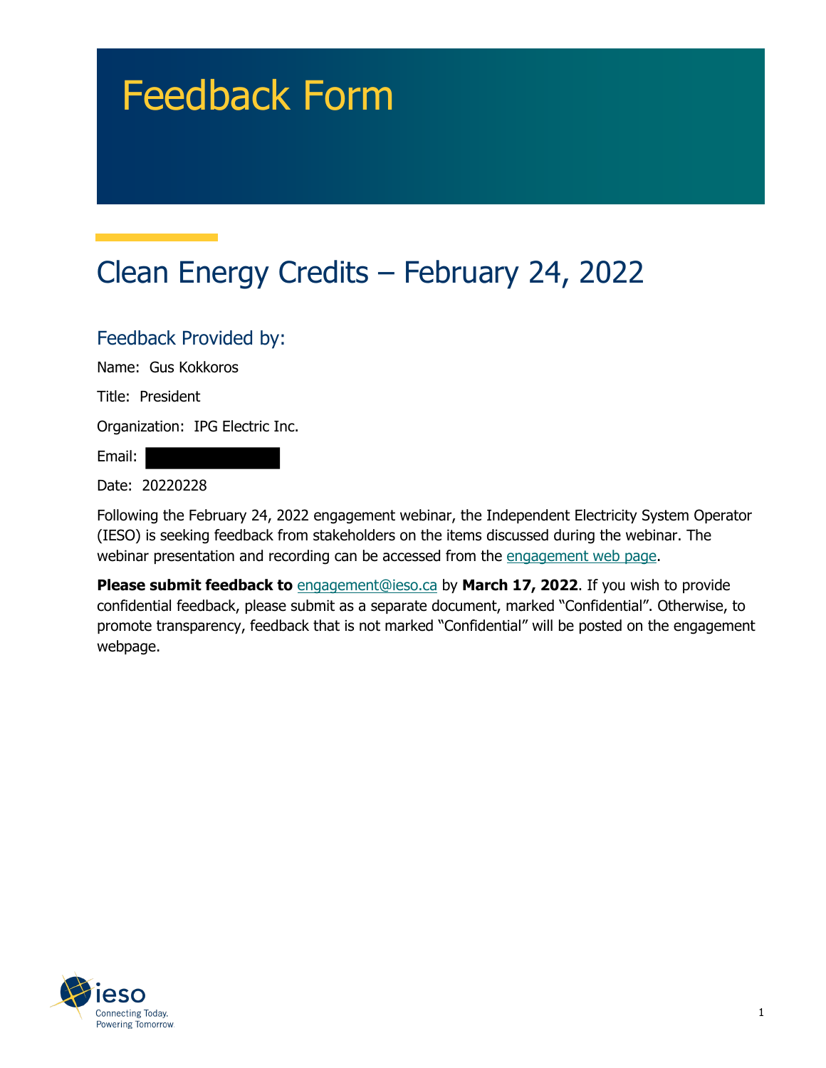# Feedback Form

## Clean Energy Credits – February 24, 2022

### Feedback Provided by:

Name: Gus Kokkoros

Title: President

Organization: IPG Electric Inc.

Email:

Date: 20220228

Following the February 24, 2022 engagement webinar, the Independent Electricity System Operator (IESO) is seeking feedback from stakeholders on the items discussed during the webinar. The webinar presentation and recording can be accessed from the engagement web page.

**Please submit feedback to** engagement@ieso.ca by **March 17, 2022**. If you wish to provide confidential feedback, please submit as a separate document, marked "Confidential". Otherwise, to promote transparency, feedback that is not marked "Confidential" will be posted on the engagement webpage.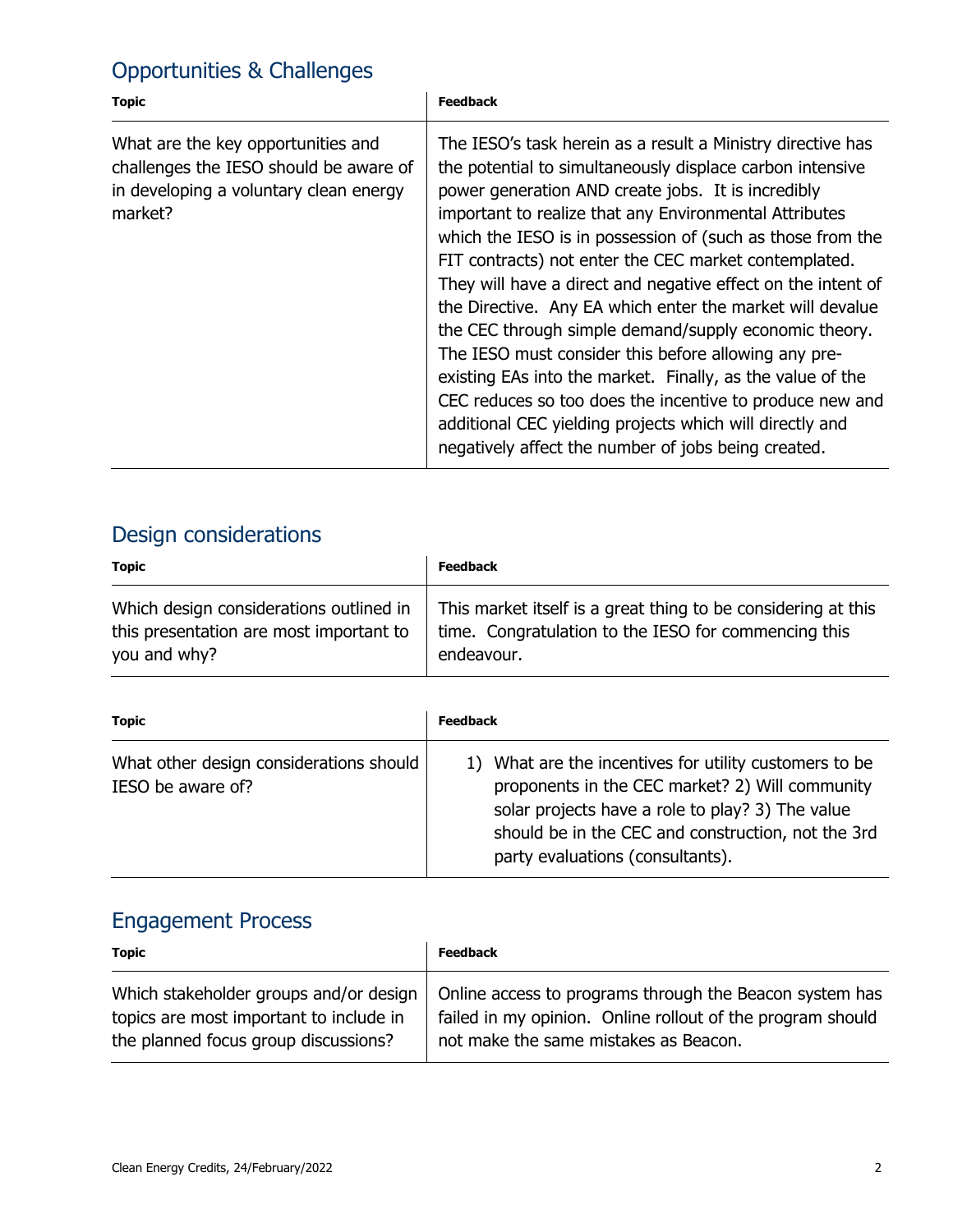## Opportunities & Challenges

| Topic | Feedback |
| --- | --- |
| What are the key opportunities and challenges the IESO should be aware of in developing a voluntary clean energy market? | The IESO's task herein as a result a Ministry directive has the potential to simultaneously displace carbon intensive power generation AND create jobs. It is incredibly important to realize that any Environmental Attributes which the IESO is in possession of (such as those from the FIT contracts) not enter the CEC market contemplated. They will have a direct and negative effect on the intent of the Directive. Any EA which enter the market will devalue the CEC through simple demand/supply economic theory. The IESO must consider this before allowing any pre-existing EAs into the market. Finally, as the value of the CEC reduces so too does the incentive to produce new and additional CEC yielding projects which will directly and negatively affect the number of jobs being created. |

## Design considerations

| Topic | Feedback |
| --- | --- |
| Which design considerations outlined in this presentation are most important to you and why? | This market itself is a great thing to be considering at this time. Congratulation to the IESO for commencing this endeavour. |

| Topic | Feedback |
| --- | --- |
| What other design considerations should IESO be aware of? | 1) What are the incentives for utility customers to be proponents in the CEC market? 2) Will community solar projects have a role to play? 3) The value should be in the CEC and construction, not the 3rd party evaluations (consultants). |

## Engagement Process

| Topic | Feedback |
| --- | --- |
| Which stakeholder groups and/or design topics are most important to include in the planned focus group discussions? | Online access to programs through the Beacon system has failed in my opinion. Online rollout of the program should not make the same mistakes as Beacon. |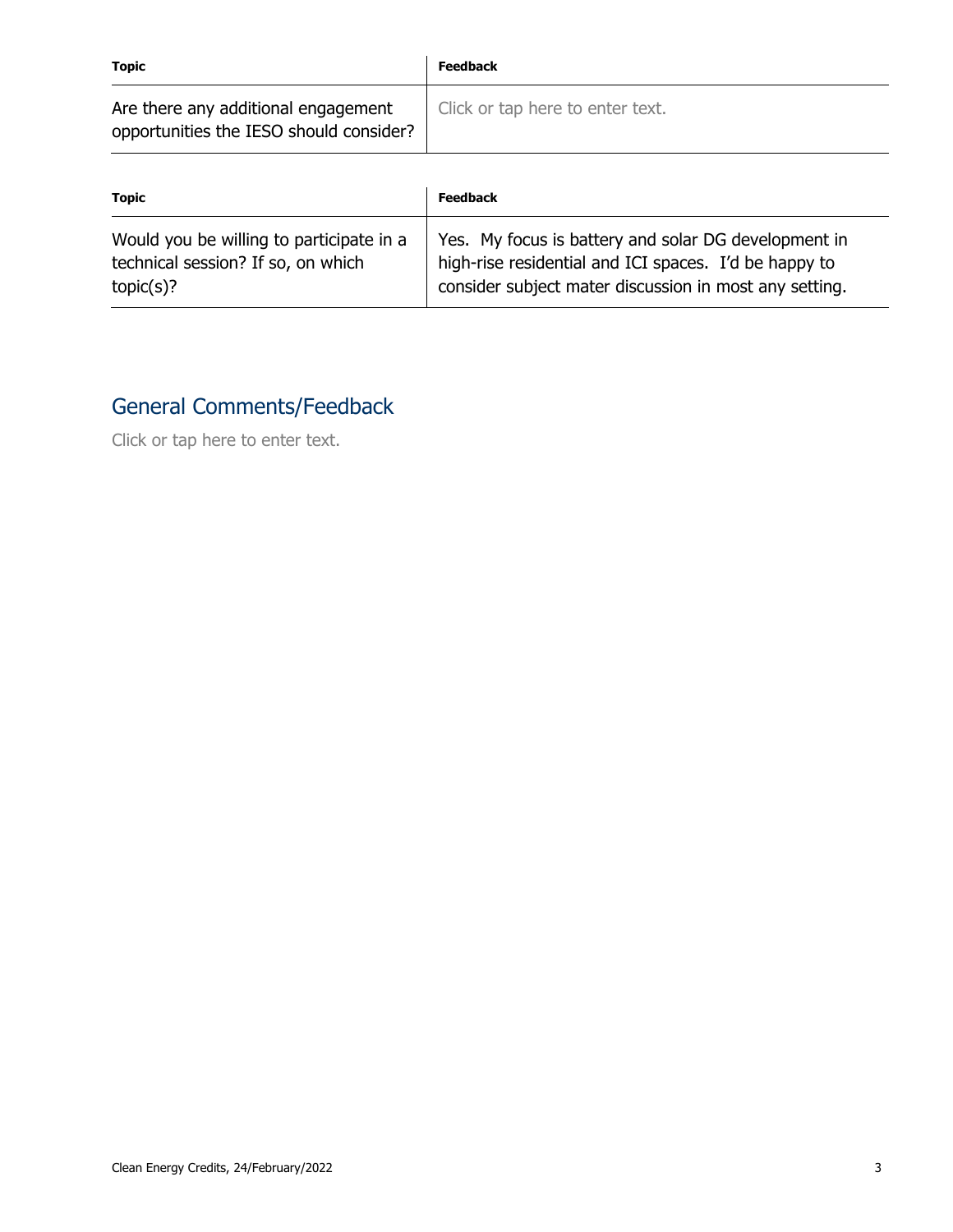| Topic | Feedback |
| --- | --- |
| Are there any additional engagement opportunities the IESO should consider? | Click or tap here to enter text. |

| Topic | Feedback |
| --- | --- |
| Would you be willing to participate in a technical session? If so, on which topic(s)? | Yes. My focus is battery and solar DG development in high-rise residential and ICI spaces. I'd be happy to consider subject mater discussion in most any setting. |

## General Comments/Feedback

Click or tap here to enter text.